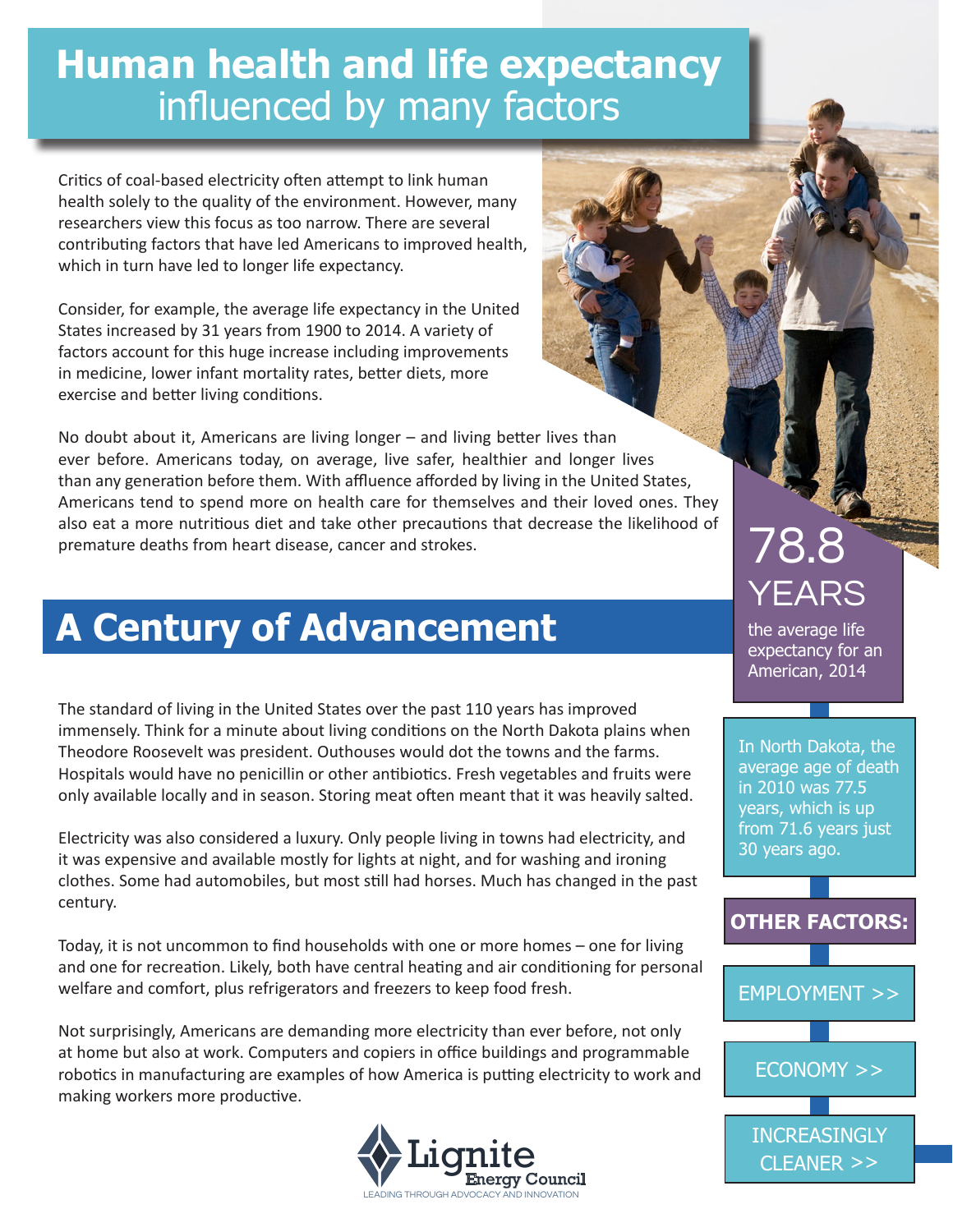# Human health and life expectancy influenced by many factors

Critics of coal-based electricity often attempt to link human health solely to the quality of the environment. However, many researchers view this focus as too narrow. There are several contributing factors that have led Americans to improved health, which in turn have led to longer life expectancy.

Consider, for example, the average life expectancy in the United States increased by 31 years from 1900 to 2014. A variety of factors account for this huge increase including improvements in medicine, lower infant mortality rates, better diets, more exercise and better living conditions.

No doubt about it, Americans are living longer – and living better lives than ever before. Americans today, on average, live safer, healthier and longer lives than any generation before them. With affluence afforded by living in the United States, Americans tend to spend more on health care for themselves and their loved ones. They also eat a more nutritious diet and take other precautions that decrease the likelihood of premature deaths from heart disease, cancer and strokes.

## A Century of Advancement

The standard of living in the United States over the past 110 years has improved immensely. Think for a minute about living conditions on the North Dakota plains when Theodore Roosevelt was president. Outhouses would dot the towns and the farms. Hospitals would have no penicillin or other antibiotics. Fresh vegetables and fruits were only available locally and in season. Storing meat often meant that it was heavily salted.

Electricity was also considered a luxury. Only people living in towns had electricity, and it was expensive and available mostly for lights at night, and for washing and ironing clothes. Some had automobiles, but most still had horses. Much has changed in the past century.

Today, it is not uncommon to find households with one or more homes – one for living and one for recreation. Likely, both have central heating and air conditioning for personal welfare and comfort, plus refrigerators and freezers to keep food fresh.

Not surprisingly, Americans are demanding more electricity than ever before, not only at home but also at work. Computers and copiers in office buildings and programmable robotics in manufacturing are examples of how America is putting electricity to work and making workers more productive.

**78.8 YEARS**

the average life expectancy for an American, 2014

In North Dakota, the average age of death in 2010 was 77.5 years, which is up from 71.6 years just 30 years ago.

**OTHER FACTORS:**

EMPLOYMENT >>

ECONOMY >>

INCREASINGLY CLEANER >>

Lignite Energy Council
LEADING THROUGH ADVOCACY AND INNOVATION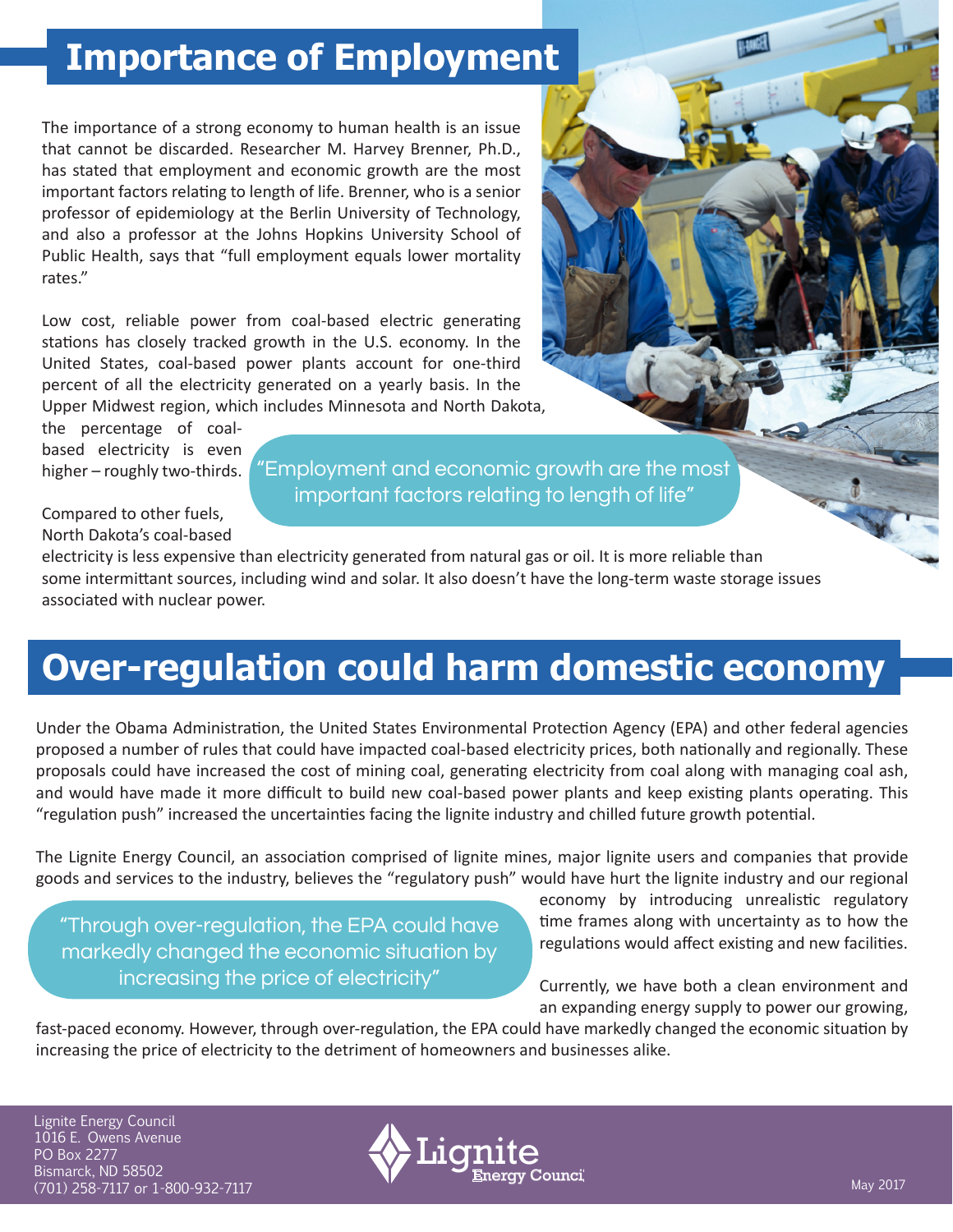# Importance of Employment

The importance of a strong economy to human health is an issue that cannot be discarded. Researcher M. Harvey Brenner, Ph.D., has stated that employment and economic growth are the most important factors relating to length of life. Brenner, who is a senior professor of epidemiology at the Berlin University of Technology, and also a professor at the Johns Hopkins University School of Public Health, says that "full employment equals lower mortality rates."

Low cost, reliable power from coal-based electric generating stations has closely tracked growth in the U.S. economy. In the United States, coal-based power plants account for one-third percent of all the electricity generated on a yearly basis. In the Upper Midwest region, which includes Minnesota and North Dakota, the percentage of coal-based electricity is even higher – roughly two-thirds.

"Employment and economic growth are the most important factors relating to length of life"

Compared to other fuels, North Dakota's coal-based electricity is less expensive than electricity generated from natural gas or oil. It is more reliable than some intermittant sources, including wind and solar. It also doesn't have the long-term waste storage issues associated with nuclear power.

# Over-regulation could harm domestic economy

Under the Obama Administration, the United States Environmental Protection Agency (EPA) and other federal agencies proposed a number of rules that could have impacted coal-based electricity prices, both nationally and regionally. These proposals could have increased the cost of mining coal, generating electricity from coal along with managing coal ash, and would have made it more difficult to build new coal-based power plants and keep existing plants operating. This "regulation push" increased the uncertainties facing the lignite industry and chilled future growth potential.

The Lignite Energy Council, an association comprised of lignite mines, major lignite users and companies that provide goods and services to the industry, believes the "regulatory push" would have hurt the lignite industry and our regional economy by introducing unrealistic regulatory time frames along with uncertainty as to how the regulations would affect existing and new facilities.

"Through over-regulation, the EPA could have markedly changed the economic situation by increasing the price of electricity"

Currently, we have both a clean environment and an expanding energy supply to power our growing, fast-paced economy. However, through over-regulation, the EPA could have markedly changed the economic situation by increasing the price of electricity to the detriment of homeowners and businesses alike.

Lignite Energy Council
1016 E. Owens Avenue
PO Box 2277
Bismarck, ND 58502
(701) 258-7117 or 1-800-932-7117

Lignite Energy Council

May 2017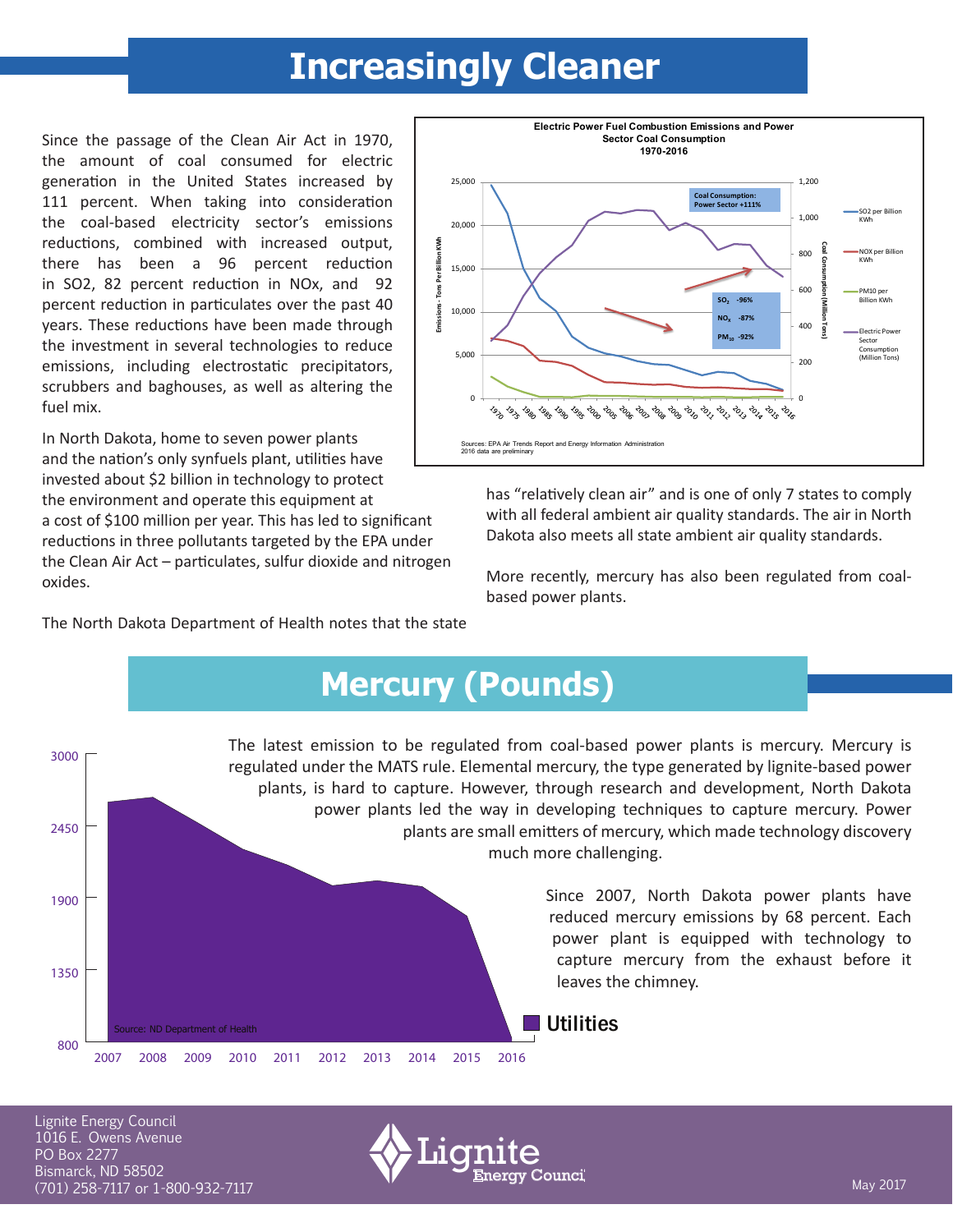# Increasingly Cleaner

Since the passage of the Clean Air Act in 1970, the amount of coal consumed for electric generation in the United States increased by 111 percent. When taking into consideration the coal-based electricity sector's emissions reductions, combined with increased output, there has been a 96 percent reduction in SO2, 82 percent reduction in NOx, and 92 percent reduction in particulates over the past 40 years. These reductions have been made through the investment in several technologies to reduce emissions, including electrostatic precipitators, scrubbers and baghouses, as well as altering the fuel mix.

Electric Power Fuel Combustion Emissions and Power Sector Coal Consumption
1970-2016

Emissions - Tons Per Billion KWh
25,000
20,000
15,000
10,000
5,000
0

Coal Consumption (Million Tons)
1,200
1,000
800
600
400
200
0

1970 1975 1980 1985 1990 1995 2000 2005 2006 2007 2008 2009 2010 2011 2012 2013 2014 2015 2016

Coal Consumption: Power Sector +111%

$SO_2$ -96%
$NO_x$ -87%
$PM_{10}$ -92%

SO2 per Billion KWh
NOX per Billion KWh
PM10 per Billion KWh
Electric Power Sector Consumption (Million Tons)

Sources: EPA Air Trends Report and Energy Information Administration
2016 data are preliminary

In North Dakota, home to seven power plants and the nation's only synfuels plant, utilities have invested about $2 billion in technology to protect the environment and operate this equipment at a cost of $100 million per year. This has led to significant reductions in three pollutants targeted by the EPA under the Clean Air Act – particulates, sulfur dioxide and nitrogen oxides.

The North Dakota Department of Health notes that the state has "relatively clean air" and is one of only 7 states to comply with all federal ambient air quality standards. The air in North Dakota also meets all state ambient air quality standards.

More recently, mercury has also been regulated from coal-based power plants.

# Mercury (Pounds)

The latest emission to be regulated from coal-based power plants is mercury. Mercury is regulated under the MATS rule. Elemental mercury, the type generated by lignite-based power plants, is hard to capture. However, through research and development, North Dakota power plants led the way in developing techniques to capture mercury. Power plants are small emitters of mercury, which made technology discovery much more challenging.

Since 2007, North Dakota power plants have reduced mercury emissions by 68 percent. Each power plant is equipped with technology to capture mercury from the exhaust before it leaves the chimney.

3000
2450
1900
1350
800

2007 2008 2009 2010 2011 2012 2013 2014 2015 2016

Source: ND Department of Health

Utilities

Lignite Energy Council
1016 E. Owens Avenue
PO Box 2277
Bismarck, ND 58502
(701) 258-7117 or 1-800-932-7117

Lignite Energy Council

May 2017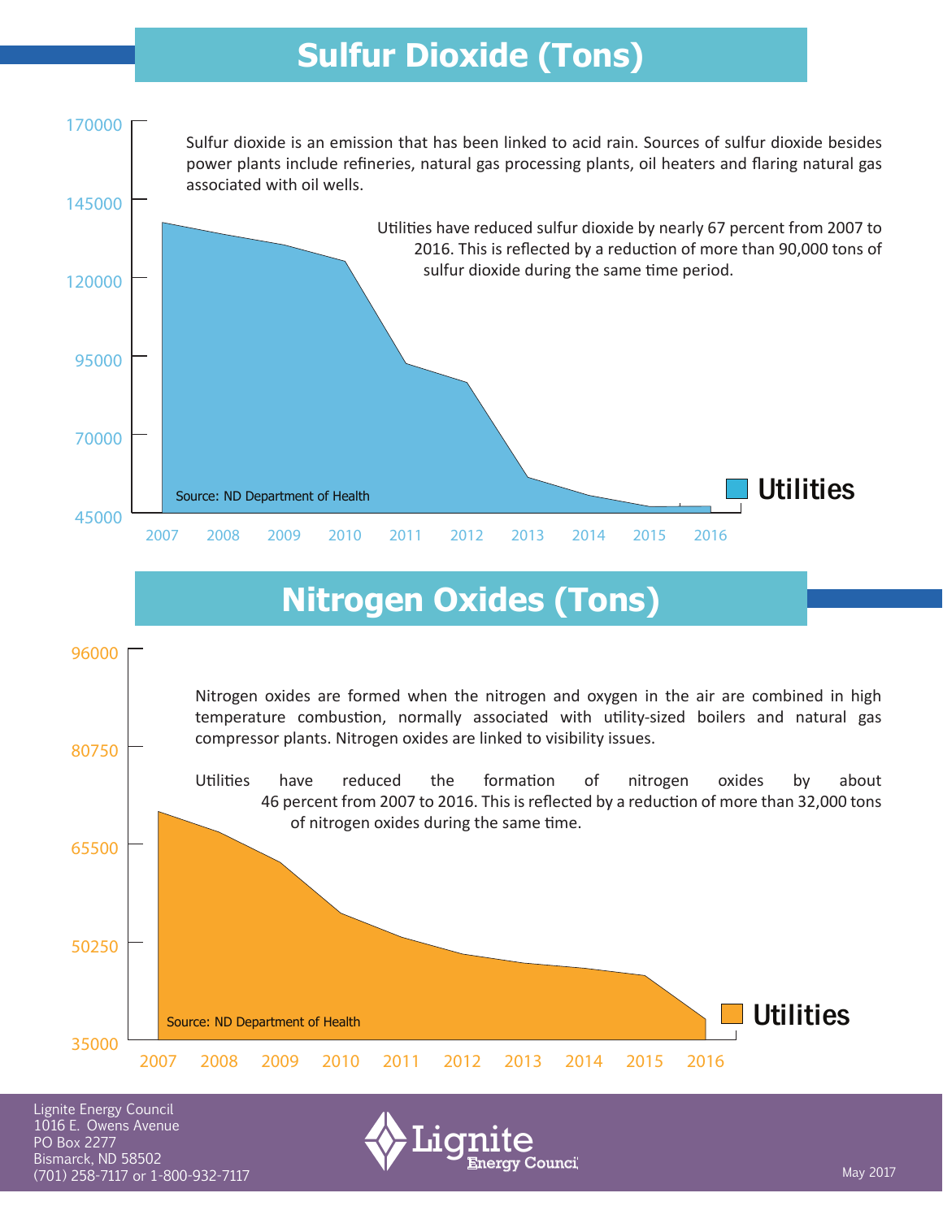## Sulfur Dioxide (Tons)

170000
145000
120000
95000
70000
45000

Sulfur dioxide is an emission that has been linked to acid rain. Sources of sulfur dioxide besides power plants include refineries, natural gas processing plants, oil heaters and flaring natural gas associated with oil wells.

Utilities have reduced sulfur dioxide by nearly 67 percent from 2007 to 2016. This is reflected by a reduction of more than 90,000 tons of sulfur dioxide during the same time period.

Source: ND Department of Health

Utilities

2007 2008 2009 2010 2011 2012 2013 2014 2015 2016

## Nitrogen Oxides (Tons)

96000
80750
65500
50250
35000

Nitrogen oxides are formed when the nitrogen and oxygen in the air are combined in high temperature combustion, normally associated with utility-sized boilers and natural gas compressor plants. Nitrogen oxides are linked to visibility issues.

Utilities have reduced the formation of nitrogen oxides by about 46 percent from 2007 to 2016. This is reflected by a reduction of more than 32,000 tons of nitrogen oxides during the same time.

Source: ND Department of Health

Utilities

2007 2008 2009 2010 2011 2012 2013 2014 2015 2016

Lignite Energy Council
1016 E. Owens Avenue
PO Box 2277
Bismarck, ND 58502
(701) 258-7117 or 1-800-932-7117

Lignite Energy Council

May 2017